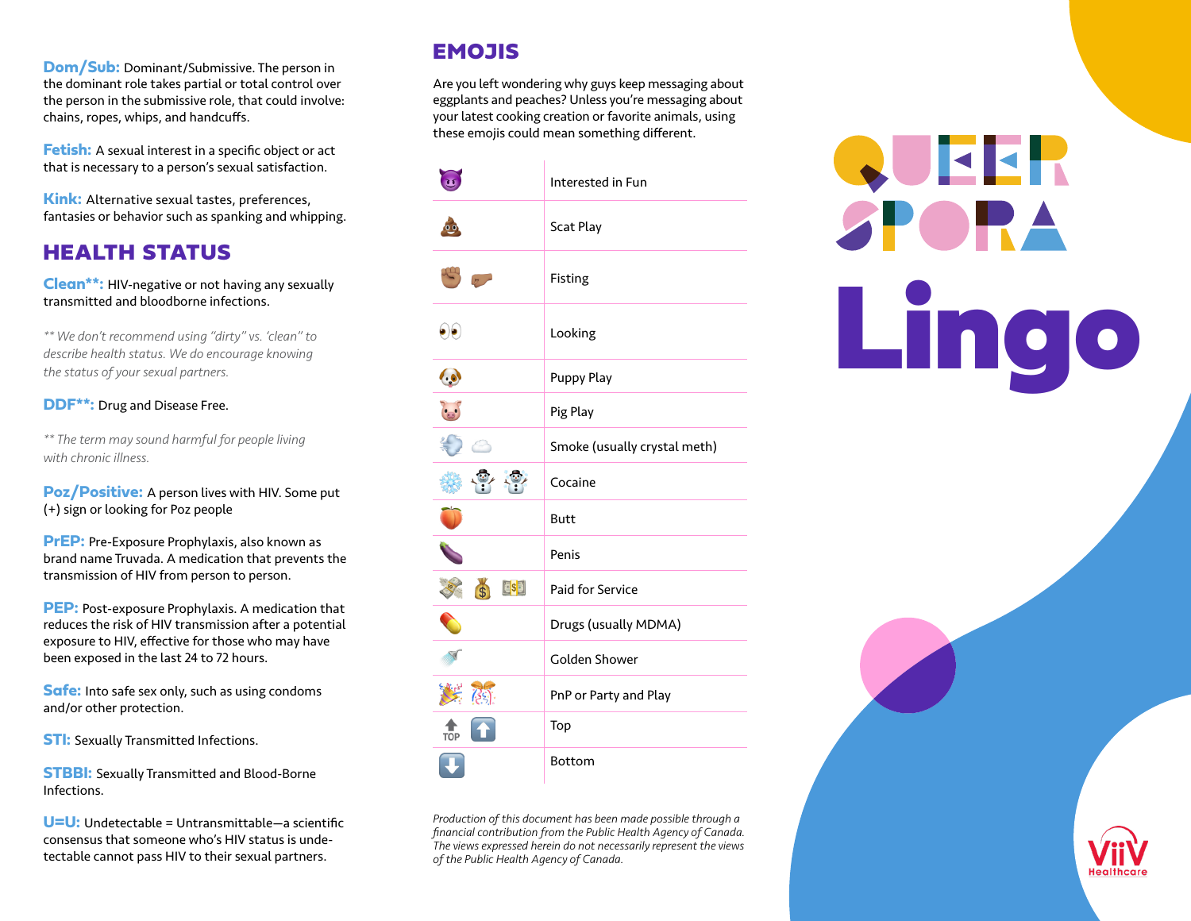**Dom/Sub:** Dominant/Submissive. The person in the dominant role takes partial or total control over the person in the submissive role, that could involve: chains, ropes, whips, and handcuffs.

**Fetish:** A sexual interest in a specific object or act that is necessary to a person's sexual satisfaction.

**Kink:** Alternative sexual tastes, preferences, fantasies or behavior such as spanking and whipping.

## HEALTH STATUS

**Clean**:** HIV-negative or not having any sexually transmitted and bloodborne infections.

*** We don't recommend using "dirty" vs. 'clean" to describe health status. We do encourage knowing the status of your sexual partners.*

**DDF**:** Drug and Disease Free.

*** The term may sound harmful for people living with chronic illness.*

**Poz/Positive:** A person lives with HIV. Some put (+) sign or looking for Poz people

**PrEP:** Pre-Exposure Prophylaxis, also known as brand name Truvada. A medication that prevents the transmission of HIV from person to person.

**PEP:** Post-exposure Prophylaxis. A medication that reduces the risk of HIV transmission after a potential exposure to HIV, effective for those who may have been exposed in the last 24 to 72 hours.

**Safe:** Into safe sex only, such as using condoms and/or other protection.

**STI:** Sexually Transmitted Infections.

**STBBI:** Sexually Transmitted and Blood-Borne Infections.

**U=U:** Undetectable = Untransmittable—a scientific consensus that someone who's HIV status is undetectable cannot pass HIV to their sexual partners.

## EMOJIS

Are you left wondering why guys keep messaging about eggplants and peaches? Unless you're messaging about your latest cooking creation or favorite animals, using these emojis could mean something different.

| Emoji | Meaning |
|---|---|
| 😈 | Interested in Fun |
| 💩 | Scat Play |
| ✊ 🤛 | Fisting |
| 👀 | Looking |
| 🐶 | Puppy Play |
| 🐷 | Pig Play |
| 💨 ☁️ | Smoke (usually crystal meth) |
| ❄️ ☃️ ⛄ | Cocaine |
| 🍑 | Butt |
| 🍆 | Penis |
| 💸 💰 💵 | Paid for Service |
| 💊 | Drugs (usually MDMA) |
| 🚿 | Golden Shower |
| 🎉 🎊 | PnP or Party and Play |
| 🔝 ⬆️ | Top |
| ⬇️ | Bottom |

*Production of this document has been made possible through a financial contribution from the Public Health Agency of Canada. The views expressed herein do not necessarily represent the views of the Public Health Agency of Canada.*

# QUEER SPORA Lingo

ViiV Healthcare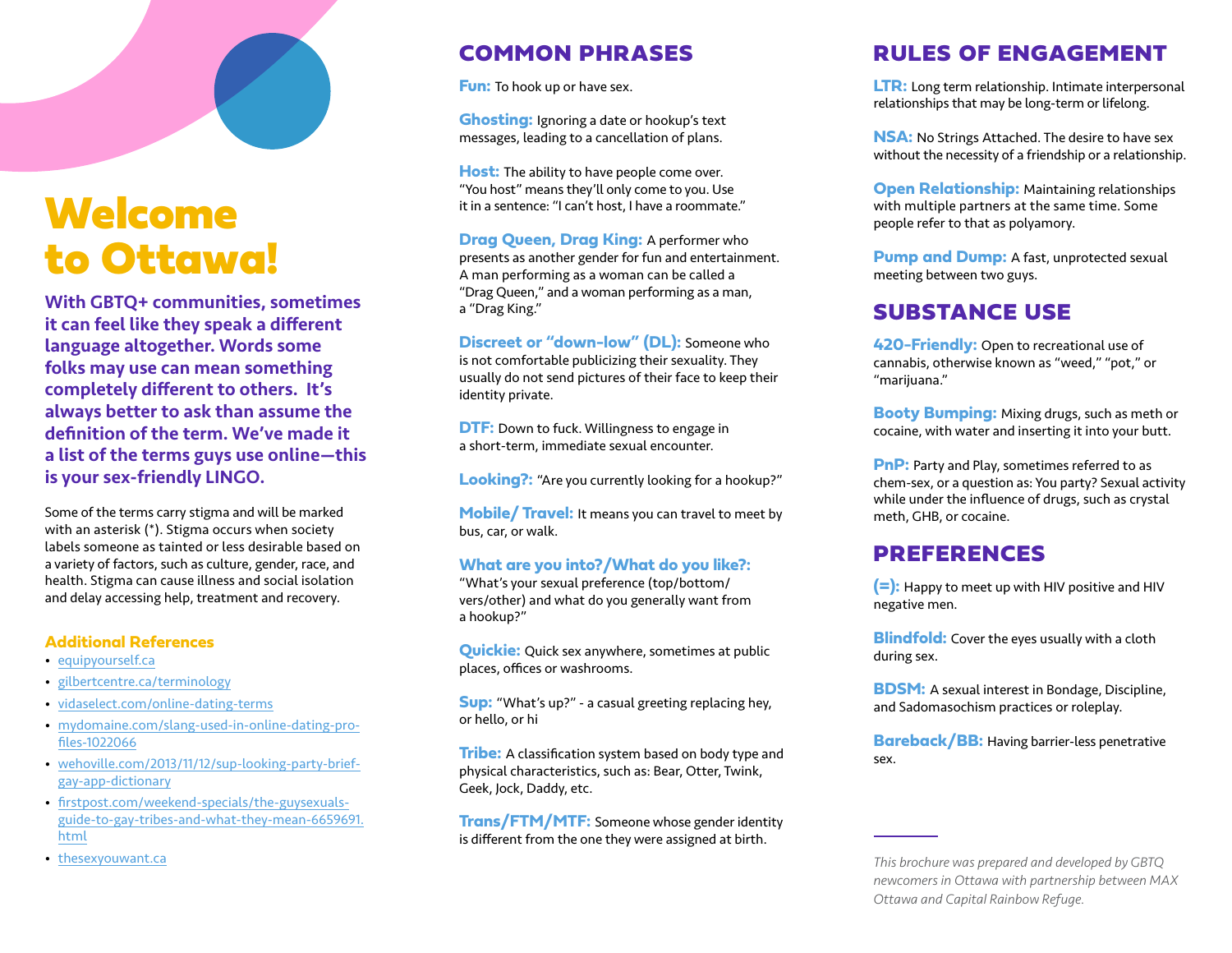# Welcome to Ottawa!

**With GBTQ+ communities, sometimes it can feel like they speak a different language altogether. Words some folks may use can mean something completely different to others. It's always better to ask than assume the definition of the term. We've made it a list of the terms guys use online—this is your sex-friendly LINGO.**

Some of the terms carry stigma and will be marked with an asterisk (*). Stigma occurs when society labels someone as tainted or less desirable based on a variety of factors, such as culture, gender, race, and health. Stigma can cause illness and social isolation and delay accessing help, treatment and recovery.

### Additional References

- equipyourself.ca
- gilbertcentre.ca/terminology
- vidaselect.com/online-dating-terms
- mydomaine.com/slang-used-in-online-dating-profiles-1022066
- wehoville.com/2013/11/12/sup-looking-party-brief-gay-app-dictionary
- firstpost.com/weekend-specials/the-guysexuals-guide-to-gay-tribes-and-what-they-mean-6659691.html
- thesexyouwant.ca

## COMMON PHRASES

**Fun:** To hook up or have sex.

**Ghosting:** Ignoring a date or hookup's text messages, leading to a cancellation of plans.

**Host:** The ability to have people come over. "You host" means they'll only come to you. Use it in a sentence: "I can't host, I have a roommate."

**Drag Queen, Drag King:** A performer who presents as another gender for fun and entertainment. A man performing as a woman can be called a "Drag Queen," and a woman performing as a man, a "Drag King."

**Discreet or "down-low" (DL):** Someone who is not comfortable publicizing their sexuality. They usually do not send pictures of their face to keep their identity private.

**DTF:** Down to fuck. Willingness to engage in a short-term, immediate sexual encounter.

**Looking?:** "Are you currently looking for a hookup?"

**Mobile/ Travel:** It means you can travel to meet by bus, car, or walk.

**What are you into?/What do you like?:** "What's your sexual preference (top/bottom/vers/other) and what do you generally want from a hookup?"

**Quickie:** Quick sex anywhere, sometimes at public places, offices or washrooms.

**Sup:** "What's up?" - a casual greeting replacing hey, or hello, or hi

**Tribe:** A classification system based on body type and physical characteristics, such as: Bear, Otter, Twink, Geek, Jock, Daddy, etc.

**Trans/FTM/MTF:** Someone whose gender identity is different from the one they were assigned at birth.

## RULES OF ENGAGEMENT

**LTR:** Long term relationship. Intimate interpersonal relationships that may be long-term or lifelong.

**NSA:** No Strings Attached. The desire to have sex without the necessity of a friendship or a relationship.

**Open Relationship:** Maintaining relationships with multiple partners at the same time. Some people refer to that as polyamory.

**Pump and Dump:** A fast, unprotected sexual meeting between two guys.

## SUBSTANCE USE

**420-Friendly:** Open to recreational use of cannabis, otherwise known as "weed," "pot," or "marijuana."

**Booty Bumping:** Mixing drugs, such as meth or cocaine, with water and inserting it into your butt.

**PnP:** Party and Play, sometimes referred to as chem-sex, or a question as: You party? Sexual activity while under the influence of drugs, such as crystal meth, GHB, or cocaine.

## PREFERENCES

**(=):** Happy to meet up with HIV positive and HIV negative men.

**Blindfold:** Cover the eyes usually with a cloth during sex.

**BDSM:** A sexual interest in Bondage, Discipline, and Sadomasochism practices or roleplay.

**Bareback/BB:** Having barrier-less penetrative sex.

---

*This brochure was prepared and developed by GBTQ newcomers in Ottawa with partnership between MAX Ottawa and Capital Rainbow Refuge.*